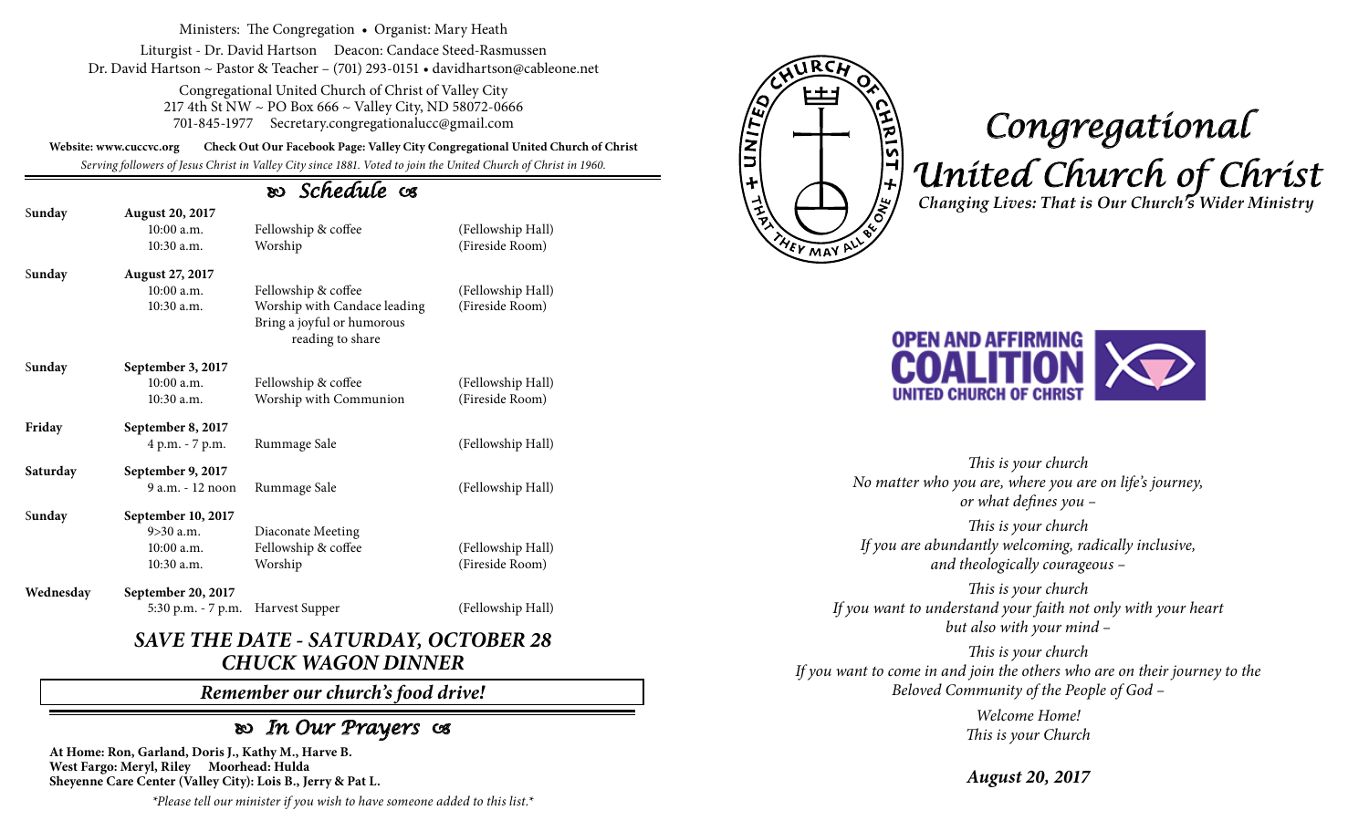Ministers: The Congregation • Organist: Mary Heath

Liturgist - Dr. David Hartson Deacon: Candace Steed-Rasmussen

Dr. David Hartson ~ Pastor & Teacher – (701) 293-0151 • davidhartson@cableone.net

Congregational United Church of Christ of Valley City
217 4th St NW ~ PO Box 666 ~ Valley City, ND 58072-0666
701-845-1977 Secretary.congregationalucc@gmail.com

**Website: www.cuccvc.org** **Check Out Our Facebook Page: Valley City Congregational United Church of Christ**

*Serving followers of Jesus Christ in Valley City since 1881. Voted to join the United Church of Christ in 1960.*

## Schedule

| Day | Date / Time | Event | Location |
|---|---|---|---|
| **Sunday** | **August 20, 2017** | | |
| | 10:00 a.m. | Fellowship & coffee | (Fellowship Hall) |
| | 10:30 a.m. | Worship | (Fireside Room) |
| **Sunday** | **August 27, 2017** | | |
| | 10:00 a.m. | Fellowship & coffee | (Fellowship Hall) |
| | 10:30 a.m. | Worship with Candace leading Bring a joyful or humorous reading to share | (Fireside Room) |
| **Sunday** | **September 3, 2017** | | |
| | 10:00 a.m. | Fellowship & coffee | (Fellowship Hall) |
| | 10:30 a.m. | Worship with Communion | (Fireside Room) |
| **Friday** | **September 8, 2017** | | |
| | 4 p.m. - 7 p.m. | Rummage Sale | (Fellowship Hall) |
| **Saturday** | **September 9, 2017** | | |
| | 9 a.m. - 12 noon | Rummage Sale | (Fellowship Hall) |
| **Sunday** | **September 10, 2017** | | |
| | 9>30 a.m. | Diaconate Meeting | |
| | 10:00 a.m. | Fellowship & coffee | (Fellowship Hall) |
| | 10:30 a.m. | Worship | (Fireside Room) |
| **Wednesday** | **September 20, 2017** | | |
| | 5:30 p.m. - 7 p.m. | Harvest Supper | (Fellowship Hall) |

### *SAVE THE DATE - SATURDAY, OCTOBER 28*
### *CHUCK WAGON DINNER*

***Remember our church's food drive!***

## In Our Prayers

**At Home: Ron, Garland, Doris J., Kathy M., Harve B.**
**West Fargo: Meryl, Riley Moorhead: Hulda**
**Sheyenne Care Center (Valley City): Lois B., Jerry & Pat L.**

*\*Please tell our minister if you wish to have someone added to this list.\**

CHURCH OF CHRIST + UNITED + THAT THEY MAY ALL BE ONE

# *Congregational United Church of Christ*

***Changing Lives: That is Our Church's Wider Ministry***

OPEN AND AFFIRMING COALITION UNITED CHURCH OF CHRIST

*This is your church*
*No matter who you are, where you are on life's journey, or what defines you –*

*This is your church*
*If you are abundantly welcoming, radically inclusive, and theologically courageous –*

*This is your church*
*If you want to understand your faith not only with your heart but also with your mind –*

*This is your church*
*If you want to come in and join the others who are on their journey to the Beloved Community of the People of God –*

*Welcome Home!*
*This is your Church*

***August 20, 2017***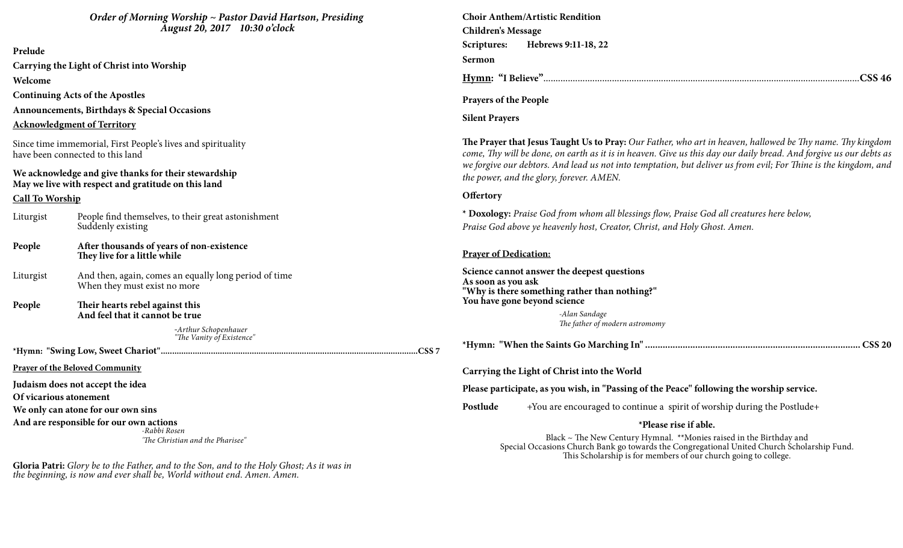*Order of Morning Worship ~ Pastor David Hartson, Presiding*
*August 20, 2017 10:30 o'clock*

**Prelude**

**Carrying the Light of Christ into Worship**

**Welcome**

**Continuing Acts of the Apostles**

**Announcements, Birthdays & Special Occasions**

**Acknowledgment of Territory**

Since time immemorial, First People's lives and spirituality have been connected to this land

**We acknowledge and give thanks for their stewardship**
**May we live with respect and gratitude on this land**

**Call To Worship**

Liturgist — People find themselves, to their great astonishment
Suddenly existing

**People — After thousands of years of non-existence**
**They live for a little while**

Liturgist — And then, again, comes an equally long period of time
When they must exist no more

**People — Their hearts rebel against this**
**And feel that it cannot be true**

*-Arthur Schopenhauer*
*"The Vanity of Existence"*

*__Hymn: "Swing Low, Sweet Chariot"__........................................................CSS 7

**Prayer of the Beloved Community**

**Judaism does not accept the idea**
**Of vicarious atonement**
**We only can atone for our own sins**
**And are responsible for our own actions**

*-Rabbi Rosen*
*"The Christian and the Pharisee"*

**Gloria Patri:** *Glory be to the Father, and to the Son, and to the Holy Ghost; As it was in the beginning, is now and ever shall be, World without end. Amen. Amen.*

**Choir Anthem/Artistic Rendition**

**Children's Message**

**Scriptures: Hebrews 9:11-18, 22**

**Sermon**

**Hymn: "I Believe"**........................................................**CSS 46**

**Prayers of the People**

**Silent Prayers**

**The Prayer that Jesus Taught Us to Pray:** *Our Father, who art in heaven, hallowed be Thy name. Thy kingdom come, Thy will be done, on earth as it is in heaven. Give us this day our daily bread. And forgive us our debts as we forgive our debtors. And lead us not into temptation, but deliver us from evil; For Thine is the kingdom, and the power, and the glory, forever. AMEN.*

**Offertory**

* **Doxology:** *Praise God from whom all blessings flow, Praise God all creatures here below,*
*Praise God above ye heavenly host, Creator, Christ, and Holy Ghost. Amen.*

**Prayer of Dedication:**

**Science cannot answer the deepest questions**
**As soon as you ask**
**"Why is there something rather than nothing?"**
**You have gone beyond science**

*-Alan Sandage*
*The father of modern astromomy*

*__Hymn: "When the Saints Go Marching In"__........................................................**CSS 20**

**Carrying the Light of Christ into the World**

**Please participate, as you wish, in "Passing of the Peace" following the worship service.**

**Postlude** +You are encouraged to continue a spirit of worship during the Postlude+

***Please rise if able.**

Black ~ The New Century Hymnal. **Monies raised in the Birthday and Special Occasions Church Bank go towards the Congregational United Church Scholarship Fund. This Scholarship is for members of our church going to college.